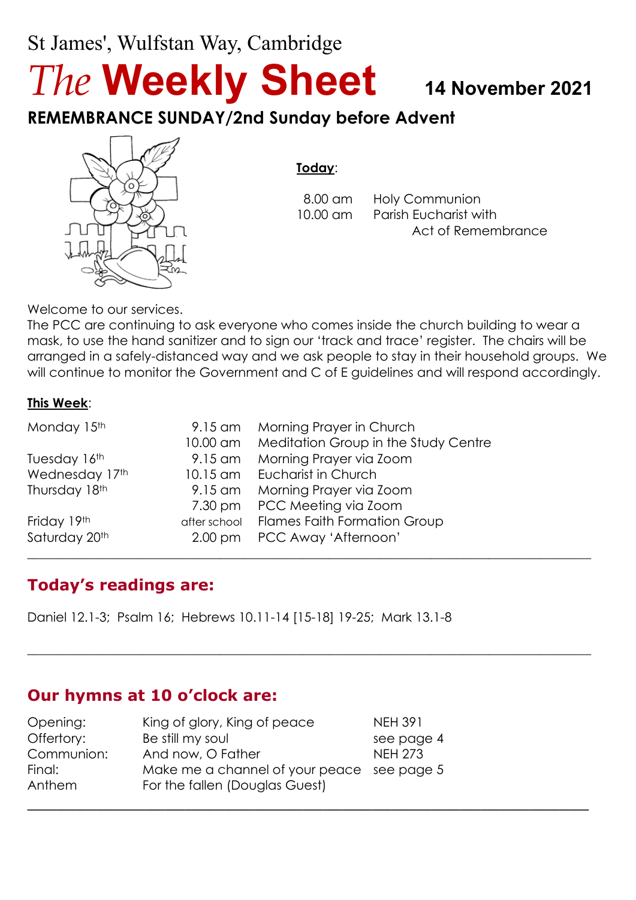St James', Wulfstan Way, Cambridge

# *The* **Weekly Sheet** 14 November 2021

## REMEMBRANCE SUNDAY/2nd Sunday before Advent

**Today**:

| | |
|---|---|
| 8.00 am | Holy Communion |
| 10.00 am | Parish Eucharist with Act of Remembrance |

Welcome to our services.
The PCC are continuing to ask everyone who comes inside the church building to wear a mask, to use the hand sanitizer and to sign our 'track and trace' register. The chairs will be arranged in a safely-distanced way and we ask people to stay in their household groups. We will continue to monitor the Government and C of E guidelines and will respond accordingly.

**This Week**:

| | | |
|---|---|---|
| Monday 15th | 9.15 am | Morning Prayer in Church |
| | 10.00 am | Meditation Group in the Study Centre |
| Tuesday 16th | 9.15 am | Morning Prayer via Zoom |
| Wednesday 17th | 10.15 am | Eucharist in Church |
| Thursday 18th | 9.15 am | Morning Prayer via Zoom |
| | 7.30 pm | PCC Meeting via Zoom |
| Friday 19th | after school | Flames Faith Formation Group |
| Saturday 20th | 2.00 pm | PCC Away 'Afternoon' |

---

## Today's readings are:

Daniel 12.1-3; Psalm 16; Hebrews 10.11-14 [15-18] 19-25; Mark 13.1-8

---

## Our hymns at 10 o'clock are:

| | | |
|---|---|---|
| Opening: | King of glory, King of peace | NEH 391 |
| Offertory: | Be still my soul | see page 4 |
| Communion: | And now, O Father | NEH 273 |
| Final: | Make me a channel of your peace | see page 5 |
| Anthem | For the fallen (Douglas Guest) | |

---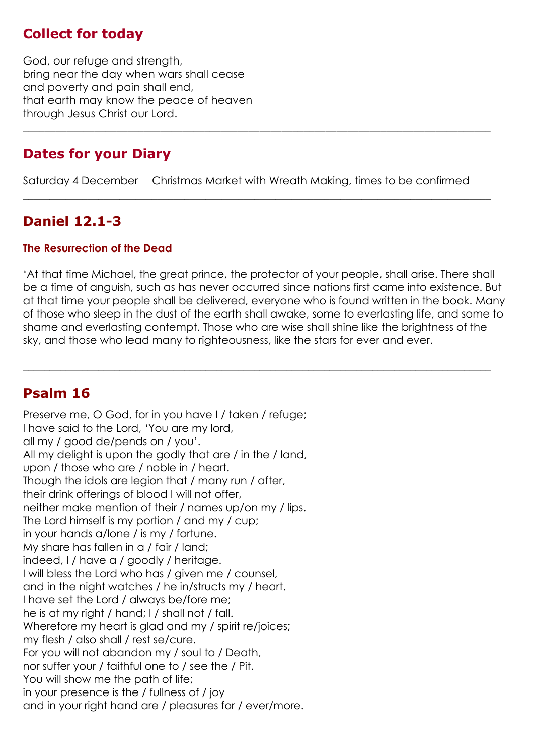## Collect for today

God, our refuge and strength,
bring near the day when wars shall cease
and poverty and pain shall end,
that earth may know the peace of heaven
through Jesus Christ our Lord.

---

## Dates for your Diary

Saturday 4 December    Christmas Market with Wreath Making, times to be confirmed

---

## Daniel 12.1-3

### The Resurrection of the Dead

'At that time Michael, the great prince, the protector of your people, shall arise. There shall be a time of anguish, such as has never occurred since nations first came into existence. But at that time your people shall be delivered, everyone who is found written in the book. Many of those who sleep in the dust of the earth shall awake, some to everlasting life, and some to shame and everlasting contempt. Those who are wise shall shine like the brightness of the sky, and those who lead many to righteousness, like the stars for ever and ever.

---

## Psalm 16

Preserve me, O God, for in you have I / taken / refuge;
I have said to the Lord, 'You are my lord,
all my / good de/pends on / you'.
All my delight is upon the godly that are / in the / land,
upon / those who are / noble in / heart.
Though the idols are legion that / many run / after,
their drink offerings of blood I will not offer,
neither make mention of their / names up/on my / lips.
The Lord himself is my portion / and my / cup;
in your hands a/lone / is my / fortune.
My share has fallen in a / fair / land;
indeed, I / have a / goodly / heritage.
I will bless the Lord who has / given me / counsel,
and in the night watches / he in/structs my / heart.
I have set the Lord / always be/fore me;
he is at my right / hand; I / shall not / fall.
Wherefore my heart is glad and my / spirit re/joices;
my flesh / also shall / rest se/cure.
For you will not abandon my / soul to / Death,
nor suffer your / faithful one to / see the / Pit.
You will show me the path of life;
in your presence is the / fullness of / joy
and in your right hand are / pleasures for / ever/more.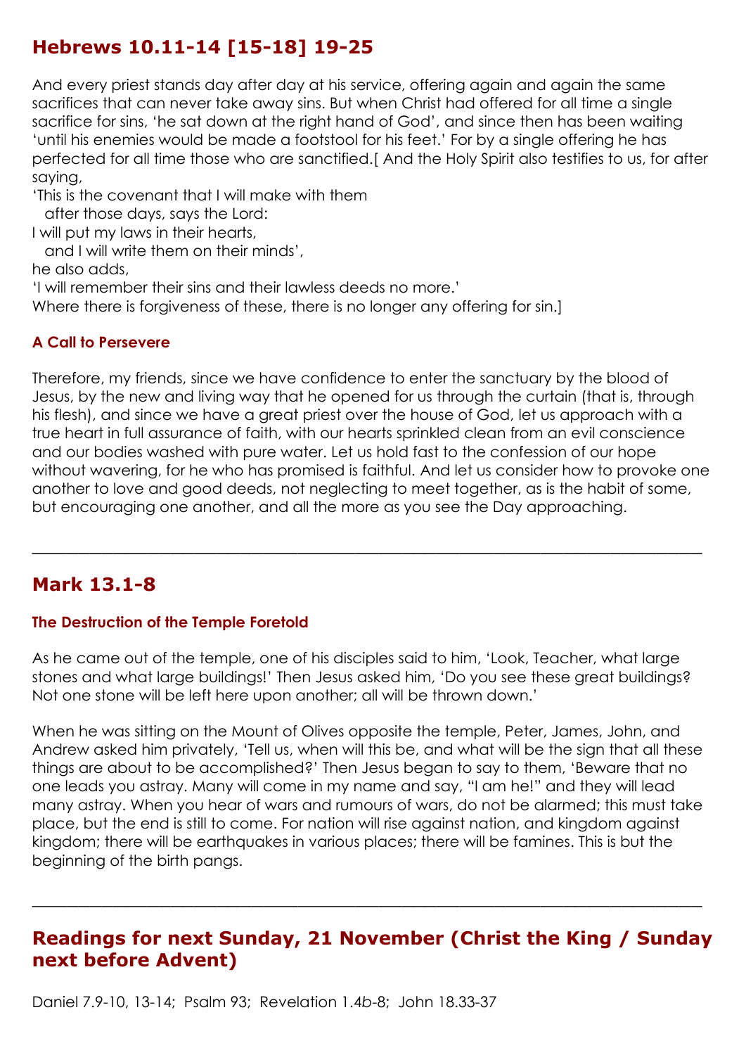## Hebrews 10.11-14 [15-18] 19-25

And every priest stands day after day at his service, offering again and again the same sacrifices that can never take away sins. But when Christ had offered for all time a single sacrifice for sins, 'he sat down at the right hand of God', and since then has been waiting 'until his enemies would be made a footstool for his feet.' For by a single offering he has perfected for all time those who are sanctified.[ And the Holy Spirit also testifies to us, for after saying,

'This is the covenant that I will make with them
  after those days, says the Lord:
I will put my laws in their hearts,
  and I will write them on their minds',
he also adds,
'I will remember their sins and their lawless deeds no more.'
Where there is forgiveness of these, there is no longer any offering for sin.]

### A Call to Persevere

Therefore, my friends, since we have confidence to enter the sanctuary by the blood of Jesus, by the new and living way that he opened for us through the curtain (that is, through his flesh), and since we have a great priest over the house of God, let us approach with a true heart in full assurance of faith, with our hearts sprinkled clean from an evil conscience and our bodies washed with pure water. Let us hold fast to the confession of our hope without wavering, for he who has promised is faithful. And let us consider how to provoke one another to love and good deeds, not neglecting to meet together, as is the habit of some, but encouraging one another, and all the more as you see the Day approaching.

---

## Mark 13.1-8

### The Destruction of the Temple Foretold

As he came out of the temple, one of his disciples said to him, 'Look, Teacher, what large stones and what large buildings!' Then Jesus asked him, 'Do you see these great buildings? Not one stone will be left here upon another; all will be thrown down.'

When he was sitting on the Mount of Olives opposite the temple, Peter, James, John, and Andrew asked him privately, 'Tell us, when will this be, and what will be the sign that all these things are about to be accomplished?' Then Jesus began to say to them, 'Beware that no one leads you astray. Many will come in my name and say, "I am he!" and they will lead many astray. When you hear of wars and rumours of wars, do not be alarmed; this must take place, but the end is still to come. For nation will rise against nation, and kingdom against kingdom; there will be earthquakes in various places; there will be famines. This is but the beginning of the birth pangs.

---

## Readings for next Sunday, 21 November (Christ the King / Sunday next before Advent)

Daniel 7.9-10, 13-14; Psalm 93; Revelation 1.4*b*-8; John 18.33-37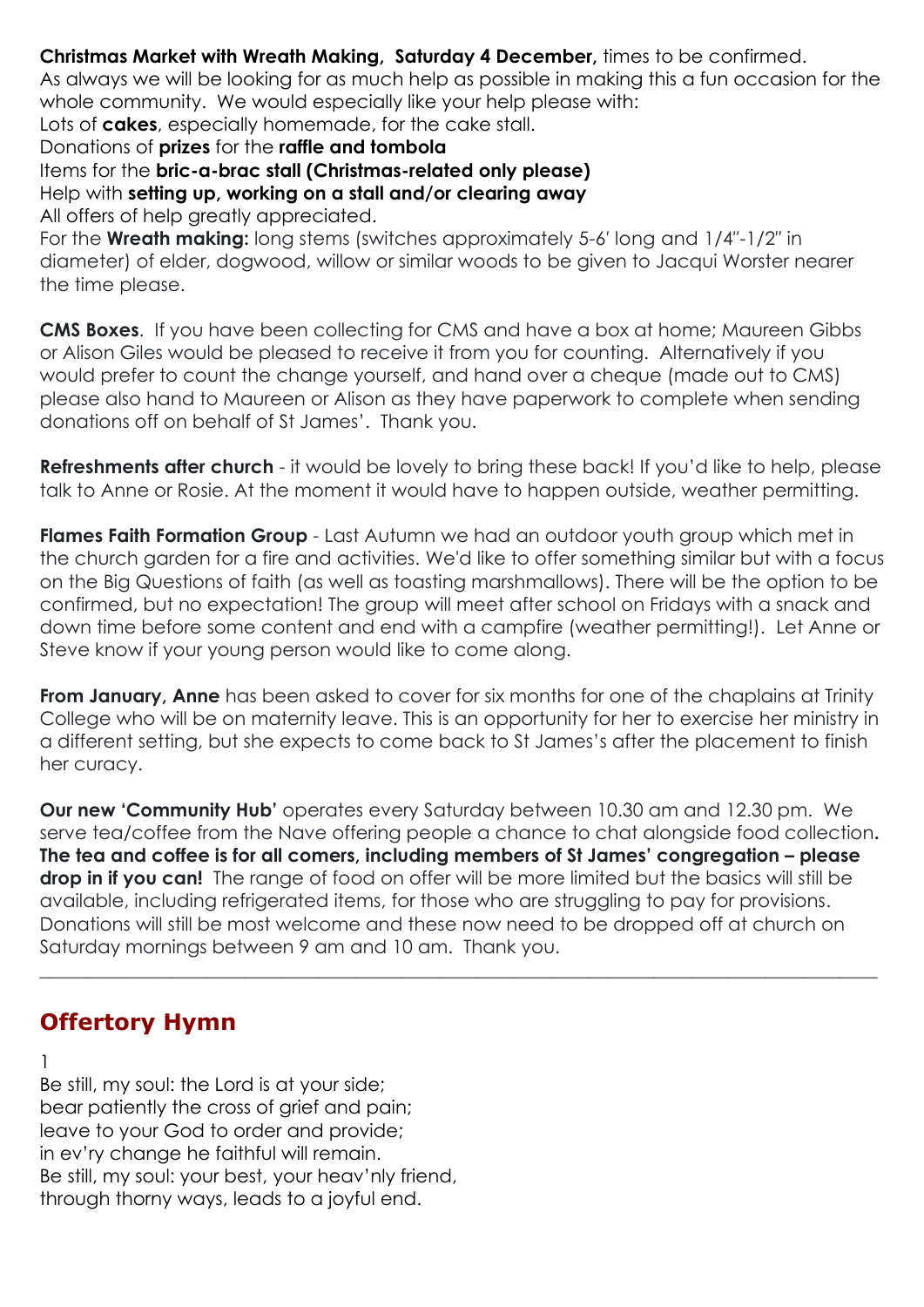**Christmas Market with Wreath Making, Saturday 4 December,** times to be confirmed.
As always we will be looking for as much help as possible in making this a fun occasion for the whole community. We would especially like your help please with:
Lots of **cakes**, especially homemade, for the cake stall.
Donations of **prizes** for the **raffle and tombola**
Items for the **bric-a-brac stall (Christmas-related only please)**
Help with **setting up, working on a stall and/or clearing away**
All offers of help greatly appreciated.
For the **Wreath making:** long stems (switches approximately 5-6' long and 1/4"-1/2" in diameter) of elder, dogwood, willow or similar woods to be given to Jacqui Worster nearer the time please.

**CMS Boxes**. If you have been collecting for CMS and have a box at home; Maureen Gibbs or Alison Giles would be pleased to receive it from you for counting. Alternatively if you would prefer to count the change yourself, and hand over a cheque (made out to CMS) please also hand to Maureen or Alison as they have paperwork to complete when sending donations off on behalf of St James'. Thank you.

**Refreshments after church** - it would be lovely to bring these back! If you'd like to help, please talk to Anne or Rosie. At the moment it would have to happen outside, weather permitting.

**Flames Faith Formation Group** - Last Autumn we had an outdoor youth group which met in the church garden for a fire and activities. We'd like to offer something similar but with a focus on the Big Questions of faith (as well as toasting marshmallows). There will be the option to be confirmed, but no expectation! The group will meet after school on Fridays with a snack and down time before some content and end with a campfire (weather permitting!). Let Anne or Steve know if your young person would like to come along.

**From January, Anne** has been asked to cover for six months for one of the chaplains at Trinity College who will be on maternity leave. This is an opportunity for her to exercise her ministry in a different setting, but she expects to come back to St James's after the placement to finish her curacy.

**Our new 'Community Hub'** operates every Saturday between 10.30 am and 12.30 pm. We serve tea/coffee from the Nave offering people a chance to chat alongside food collection**.** **The tea and coffee is for all comers, including members of St James' congregation – please drop in if you can!** The range of food on offer will be more limited but the basics will still be available, including refrigerated items, for those who are struggling to pay for provisions. Donations will still be most welcome and these now need to be dropped off at church on Saturday mornings between 9 am and 10 am. Thank you.

---

## Offertory Hymn

1
Be still, my soul: the Lord is at your side;
bear patiently the cross of grief and pain;
leave to your God to order and provide;
in ev'ry change he faithful will remain.
Be still, my soul: your best, your heav'nly friend,
through thorny ways, leads to a joyful end.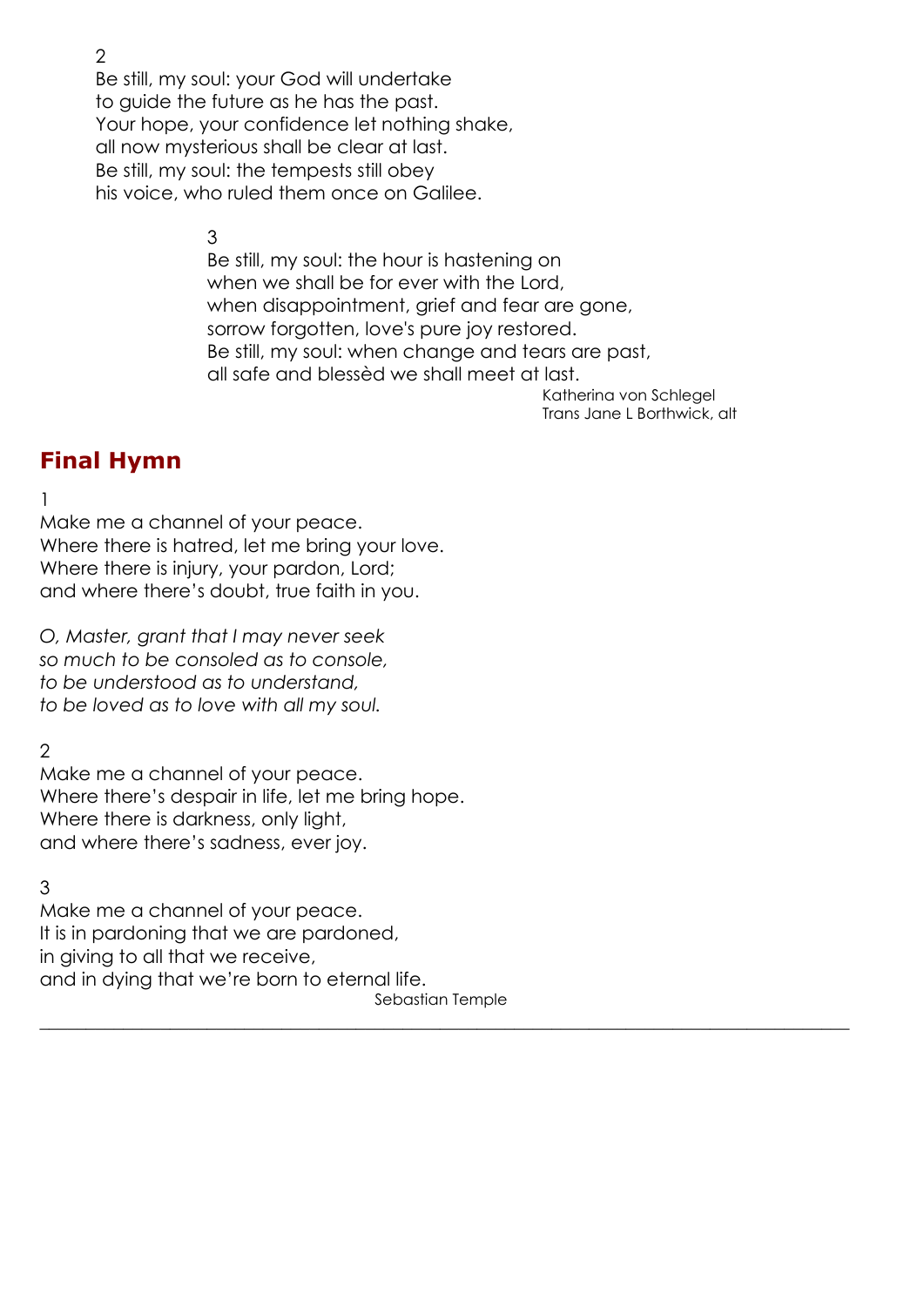2
Be still, my soul: your God will undertake
to guide the future as he has the past.
Your hope, your confidence let nothing shake,
all now mysterious shall be clear at last.
Be still, my soul: the tempests still obey
his voice, who ruled them once on Galilee.

3
Be still, my soul: the hour is hastening on
when we shall be for ever with the Lord,
when disappointment, grief and fear are gone,
sorrow forgotten, love's pure joy restored.
Be still, my soul: when change and tears are past,
all safe and blessèd we shall meet at last.

Katherina von Schlegel
Trans Jane L Borthwick, alt

## Final Hymn

1
Make me a channel of your peace.
Where there is hatred, let me bring your love.
Where there is injury, your pardon, Lord;
and where there's doubt, true faith in you.

*O, Master, grant that I may never seek*
*so much to be consoled as to console,*
*to be understood as to understand,*
*to be loved as to love with all my soul.*

2
Make me a channel of your peace.
Where there's despair in life, let me bring hope.
Where there is darkness, only light,
and where there's sadness, ever joy.

3
Make me a channel of your peace.
It is in pardoning that we are pardoned,
in giving to all that we receive,
and in dying that we're born to eternal life.

Sebastian Temple

---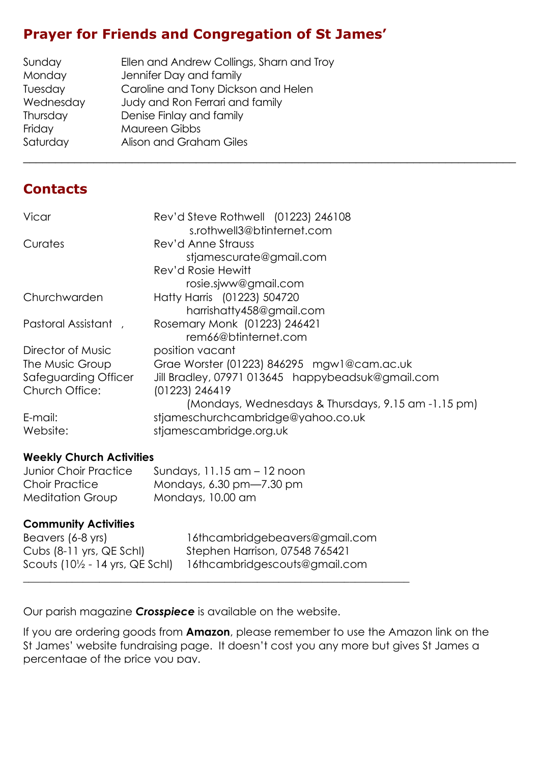## Prayer for Friends and Congregation of St James'

| | |
|---|---|
| Sunday | Ellen and Andrew Collings, Sharn and Troy |
| Monday | Jennifer Day and family |
| Tuesday | Caroline and Tony Dickson and Helen |
| Wednesday | Judy and Ron Ferrari and family |
| Thursday | Denise Finlay and family |
| Friday | Maureen Gibbs |
| Saturday | Alison and Graham Giles |

---

## Contacts

| | |
|---|---|
| Vicar | Rev'd Steve Rothwell (01223) 246108<br>s.rothwell3@btinternet.com |
| Curates | Rev'd Anne Strauss<br>stjamescurate@gmail.com<br>Rev'd Rosie Hewitt<br>rosie.sjww@gmail.com |
| Churchwarden | Hatty Harris (01223) 504720<br>harrishatty458@gmail.com |
| Pastoral Assistant , | Rosemary Monk (01223) 246421<br>rem66@btinternet.com |
| Director of Music | position vacant |
| The Music Group | Grae Worster (01223) 846295 mgw1@cam.ac.uk |
| Safeguarding Officer | Jill Bradley, 07971 013645 happybeadsuk@gmail.com |
| Church Office: | (01223) 246419<br>(Mondays, Wednesdays & Thursdays, 9.15 am -1.15 pm) |
| E-mail: | stjameschurchcambridge@yahoo.co.uk |
| Website: | stjamescambridge.org.uk |

### Weekly Church Activities

| | |
|---|---|
| Junior Choir Practice | Sundays, 11.15 am – 12 noon |
| Choir Practice | Mondays, 6.30 pm—7.30 pm |
| Meditation Group | Mondays, 10.00 am |

### Community Activities

| | |
|---|---|
| Beavers (6-8 yrs) | 16thcambridgebeavers@gmail.com |
| Cubs (8-11 yrs, QE Schl) | Stephen Harrison, 07548 765421 |
| Scouts (10½ - 14 yrs, QE Schl) | 16thcambridgescouts@gmail.com |

---

Our parish magazine ***Crosspiece*** is available on the website.

If you are ordering goods from **Amazon**, please remember to use the Amazon link on the St James' website fundraising page. It doesn't cost you any more but gives St James a percentage of the price you pay.